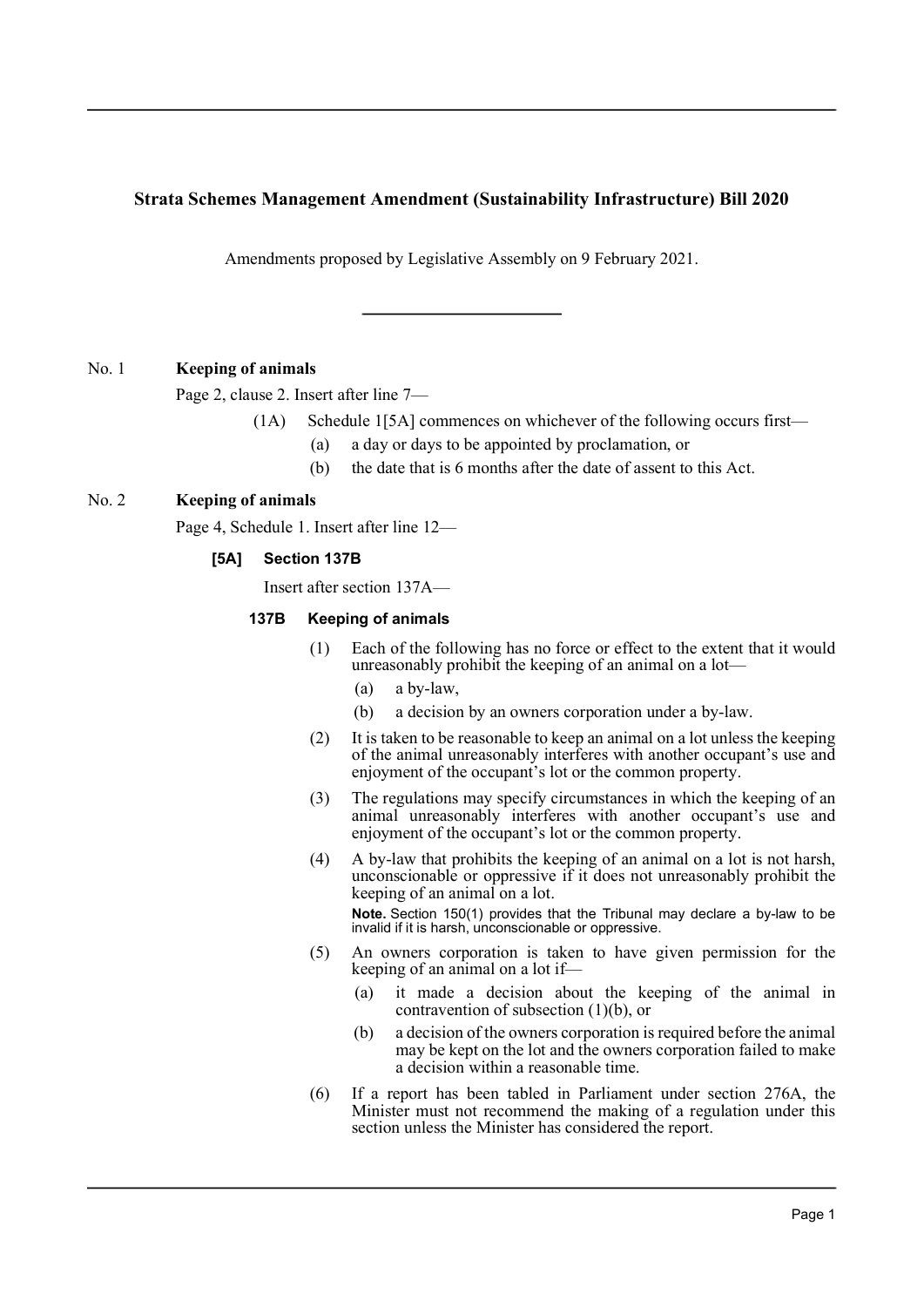# Strata Schemes Management Amendment (Sustainability Infrastructure) Bill 2020

Amendments proposed by Legislative Assembly on 9 February 2021.

---

No. 1 **Keeping of animals**

Page 2, clause 2. Insert after line 7—

(1A) Schedule 1[5A] commences on whichever of the following occurs first—

(a) a day or days to be appointed by proclamation, or

(b) the date that is 6 months after the date of assent to this Act.

No. 2 **Keeping of animals**

Page 4, Schedule 1. Insert after line 12—

**[5A] Section 137B**

Insert after section 137A—

**137B Keeping of animals**

(1) Each of the following has no force or effect to the extent that it would unreasonably prohibit the keeping of an animal on a lot—

(a) a by-law,

(b) a decision by an owners corporation under a by-law.

(2) It is taken to be reasonable to keep an animal on a lot unless the keeping of the animal unreasonably interferes with another occupant's use and enjoyment of the occupant's lot or the common property.

(3) The regulations may specify circumstances in which the keeping of an animal unreasonably interferes with another occupant's use and enjoyment of the occupant's lot or the common property.

(4) A by-law that prohibits the keeping of an animal on a lot is not harsh, unconscionable or oppressive if it does not unreasonably prohibit the keeping of an animal on a lot.

**Note.** Section 150(1) provides that the Tribunal may declare a by-law to be invalid if it is harsh, unconscionable or oppressive.

(5) An owners corporation is taken to have given permission for the keeping of an animal on a lot if—

(a) it made a decision about the keeping of the animal in contravention of subsection (1)(b), or

(b) a decision of the owners corporation is required before the animal may be kept on the lot and the owners corporation failed to make a decision within a reasonable time.

(6) If a report has been tabled in Parliament under section 276A, the Minister must not recommend the making of a regulation under this section unless the Minister has considered the report.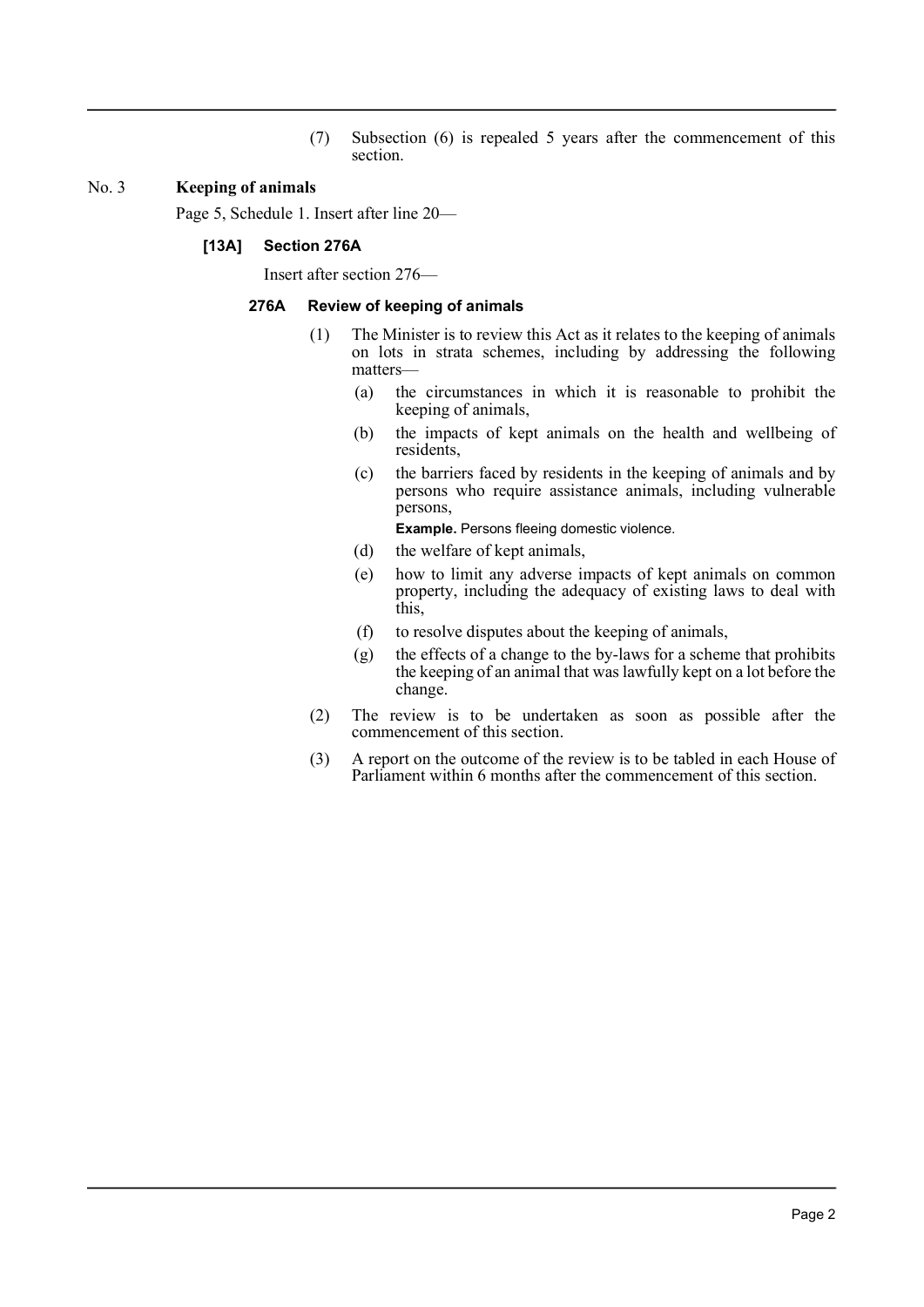(7) Subsection (6) is repealed 5 years after the commencement of this section.

## No. 3 Keeping of animals

Page 5, Schedule 1. Insert after line 20—

### [13A] Section 276A

Insert after section 276—

#### 276A Review of keeping of animals

(1) The Minister is to review this Act as it relates to the keeping of animals on lots in strata schemes, including by addressing the following matters—

(a) the circumstances in which it is reasonable to prohibit the keeping of animals,

(b) the impacts of kept animals on the health and wellbeing of residents,

(c) the barriers faced by residents in the keeping of animals and by persons who require assistance animals, including vulnerable persons,

**Example.** Persons fleeing domestic violence.

(d) the welfare of kept animals,

(e) how to limit any adverse impacts of kept animals on common property, including the adequacy of existing laws to deal with this,

(f) to resolve disputes about the keeping of animals,

(g) the effects of a change to the by-laws for a scheme that prohibits the keeping of an animal that was lawfully kept on a lot before the change.

(2) The review is to be undertaken as soon as possible after the commencement of this section.

(3) A report on the outcome of the review is to be tabled in each House of Parliament within 6 months after the commencement of this section.